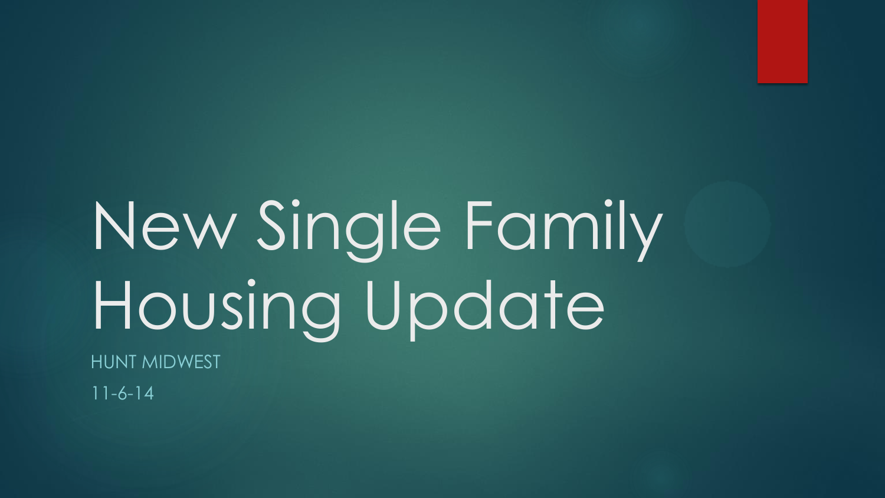# New Single Family Housing Update

HUNT MIDWEST

11-6-14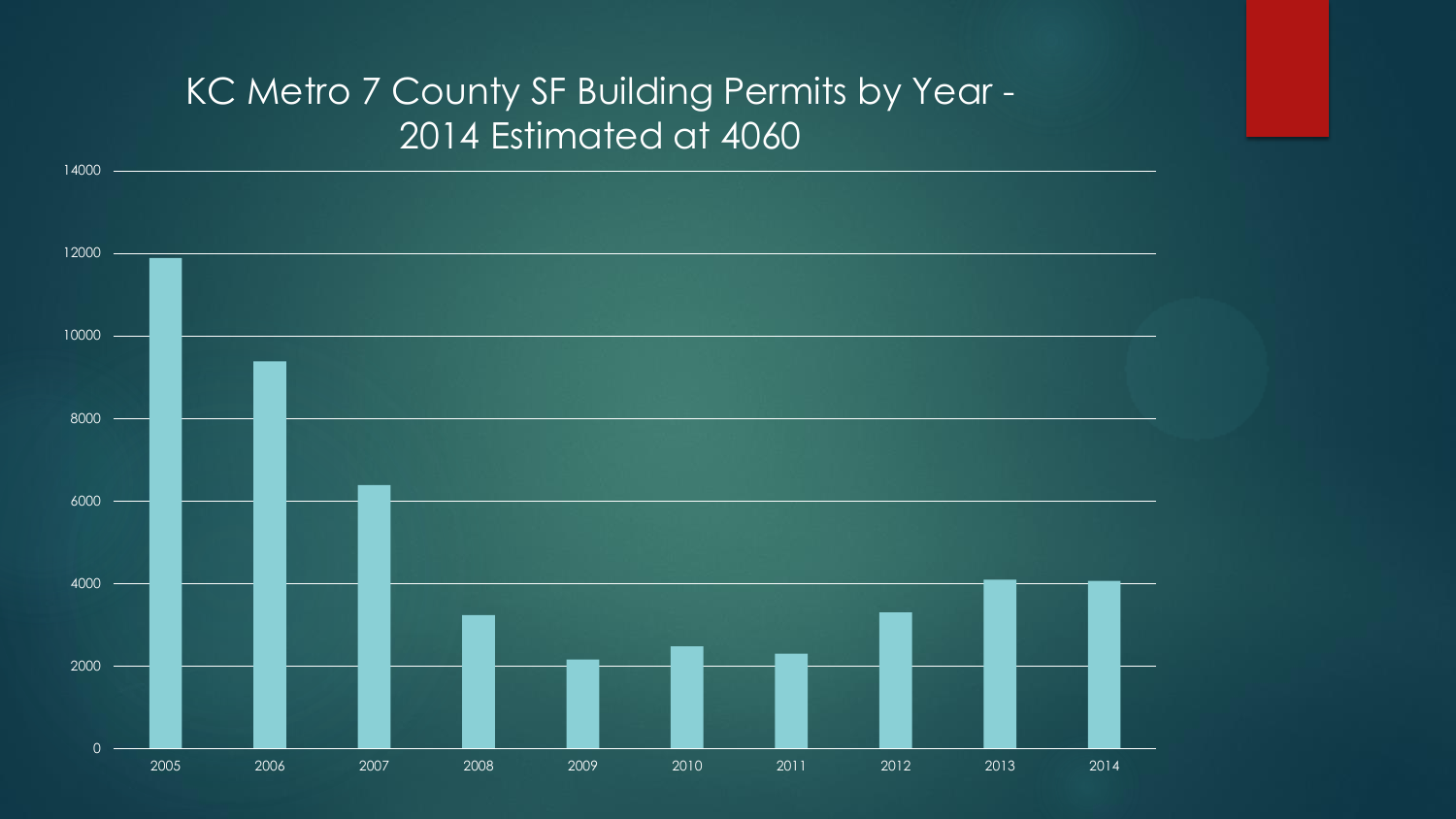# KC Metro 7 County SF Building Permits by Year - 2014 Estimated at 4060

| Year | SF Building Permits |
| --- | --- |
| 2005 | ~11900 |
| 2006 | ~9400 |
| 2007 | ~6400 |
| 2008 | ~3250 |
| 2009 | ~2150 |
| 2010 | ~2480 |
| 2011 | ~2300 |
| 2012 | ~3300 |
| 2013 | ~4100 |
| 2014 | 4060 |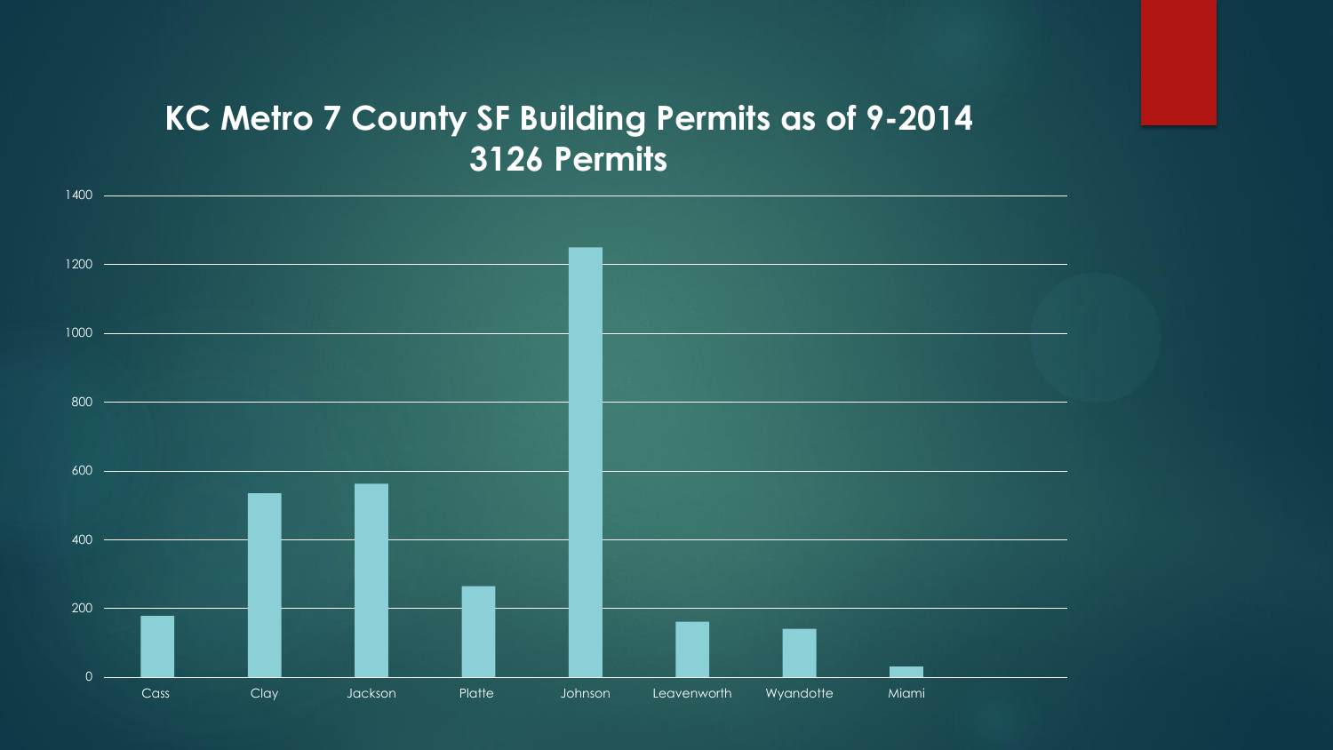## KC Metro 7 County SF Building Permits as of 9-2014
## 3126 Permits

1400

1200

1000

800

600

400

200

0

Cass Clay Jackson Platte Johnson Leavenworth Wyandotte Miami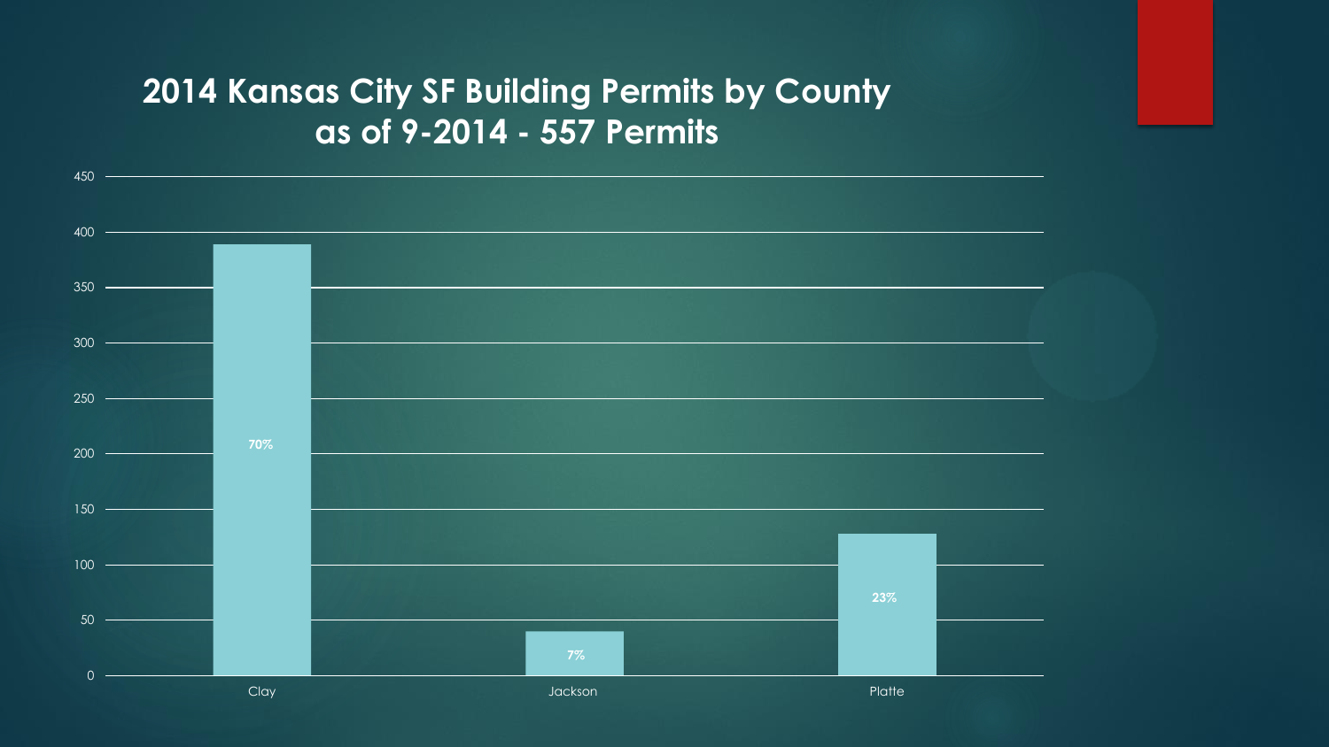# 2014 Kansas City SF Building Permits by County as of 9-2014 - 557 Permits

| County | Share of Permits |
|---|---|
| Clay | 70% |
| Jackson | 7% |
| Platte | 23% |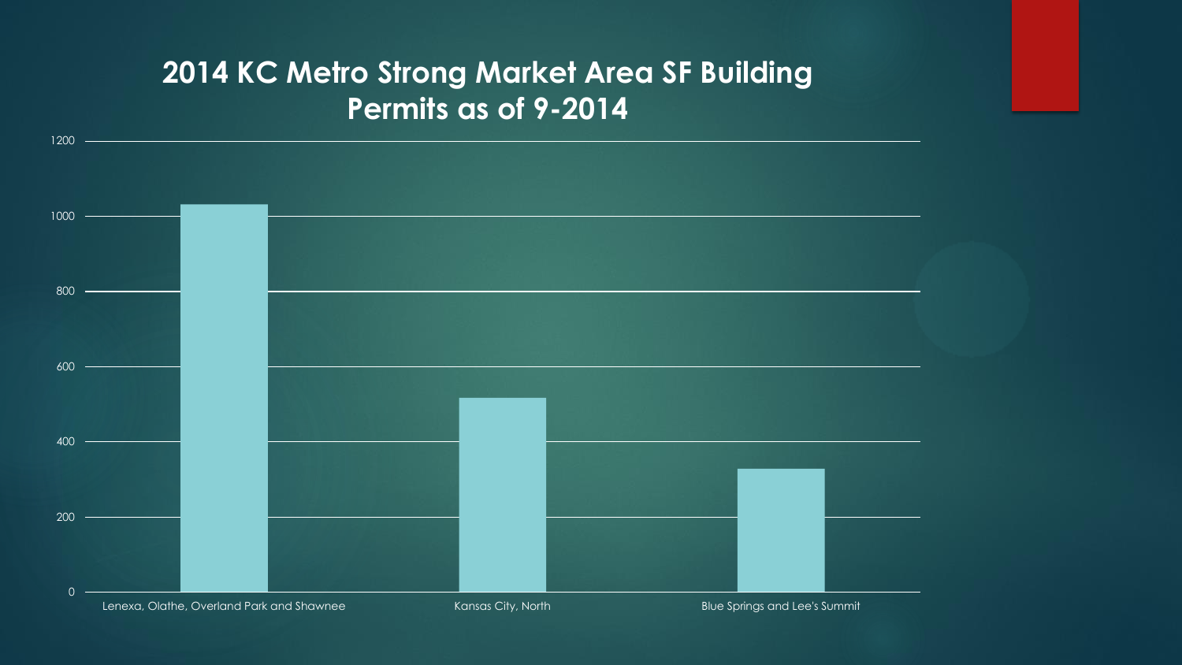## 2014 KC Metro Strong Market Area SF Building Permits as of 9-2014

1200

1000

800

600

400

200

0

Lenexa, Olathe, Overland Park and Shawnee

Kansas City, North

Blue Springs and Lee's Summit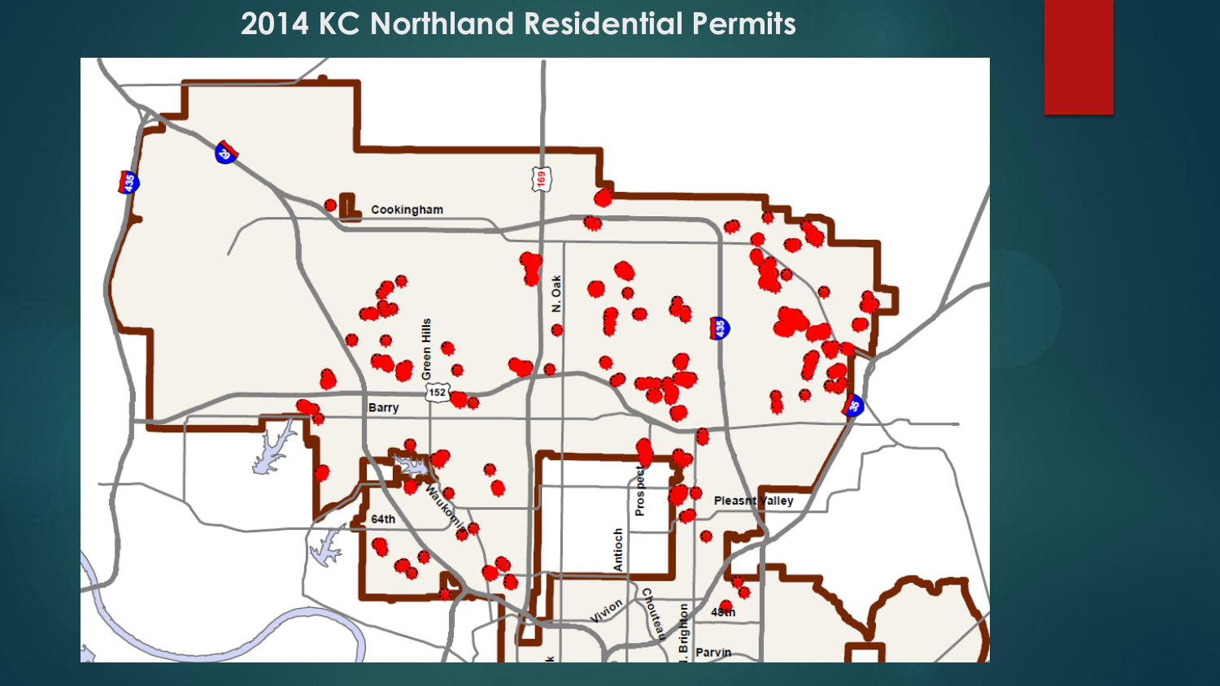# 2014 KC Northland Residential Permits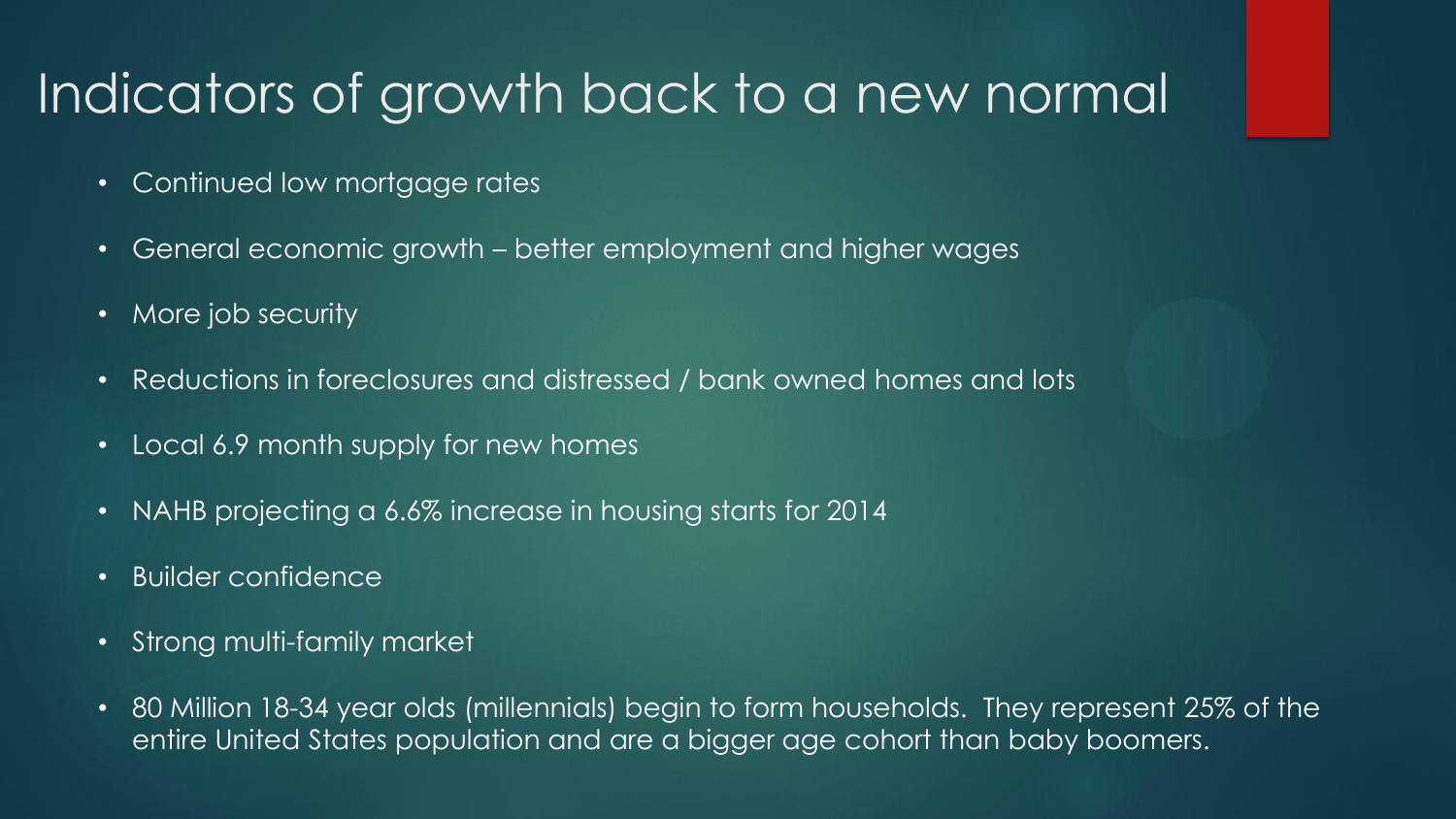# Indicators of growth back to a new normal

- Continued low mortgage rates
- General economic growth – better employment and higher wages
- More job security
- Reductions in foreclosures and distressed / bank owned homes and lots
- Local 6.9 month supply for new homes
- NAHB projecting a 6.6% increase in housing starts for 2014
- Builder confidence
- Strong multi-family market
- 80 Million 18-34 year olds (millennials) begin to form households. They represent 25% of the entire United States population and are a bigger age cohort than baby boomers.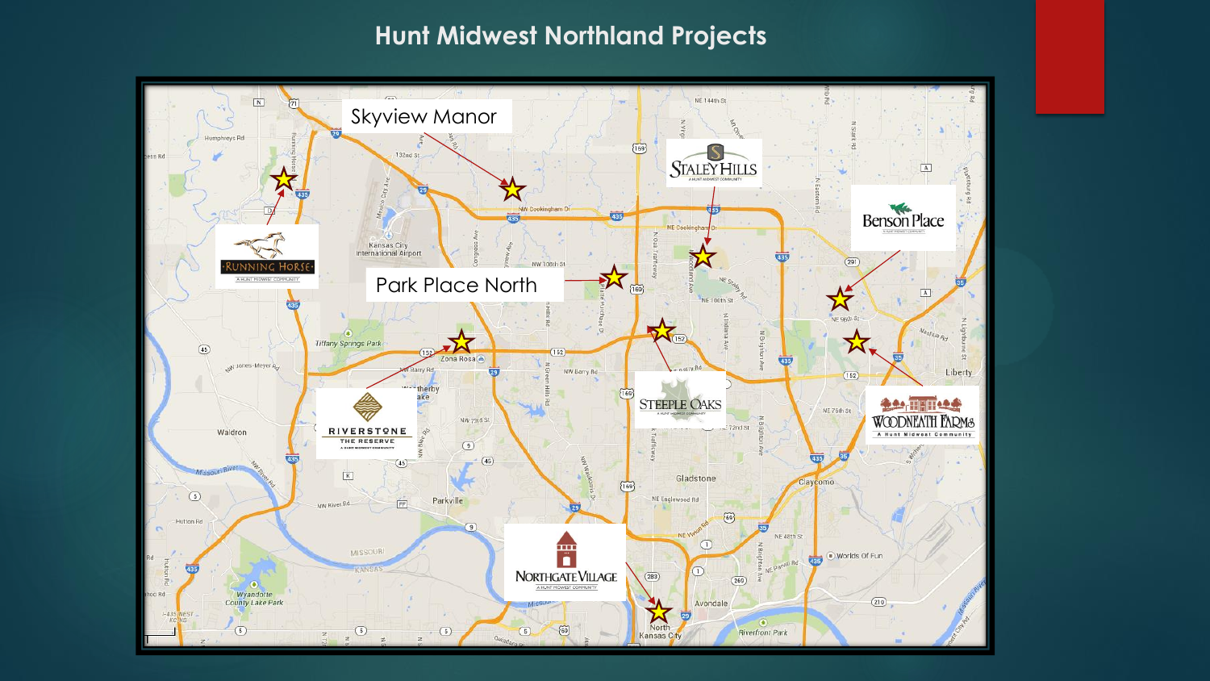# Hunt Midwest Northland Projects

Skyview Manor

Park Place North

Staley Hills

Benson Place

Running Horse

Riverstone The Reserve

Steeple Oaks

Woodneath Farms

Northgate Village